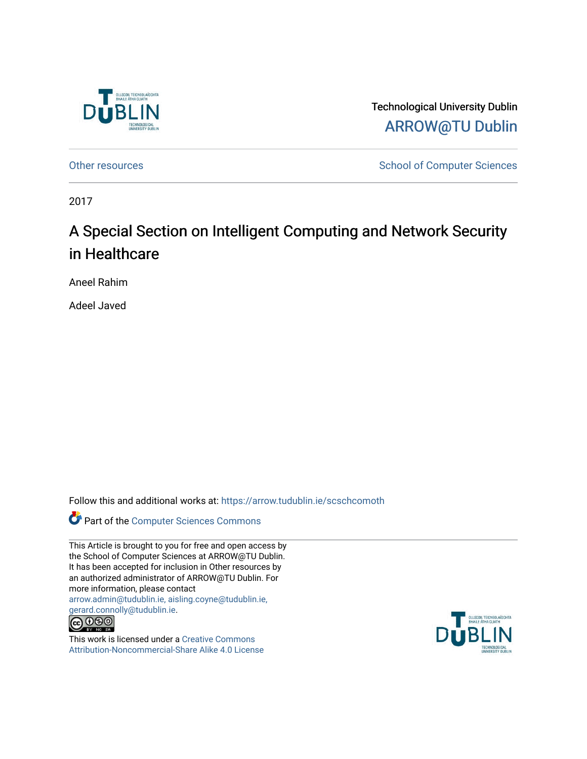Technological University Dublin

ARROW@TU Dublin

Other resources

School of Computer Sciences

2017

# A Special Section on Intelligent Computing and Network Security in Healthcare

Aneel Rahim

Adeel Javed

Follow this and additional works at: https://arrow.tudublin.ie/scschcomoth

Part of the Computer Sciences Commons

This Article is brought to you for free and open access by the School of Computer Sciences at ARROW@TU Dublin. It has been accepted for inclusion in Other resources by an authorized administrator of ARROW@TU Dublin. For more information, please contact arrow.admin@tudublin.ie, aisling.coyne@tudublin.ie, gerard.connolly@tudublin.ie.

This work is licensed under a Creative Commons Attribution-Noncommercial-Share Alike 4.0 License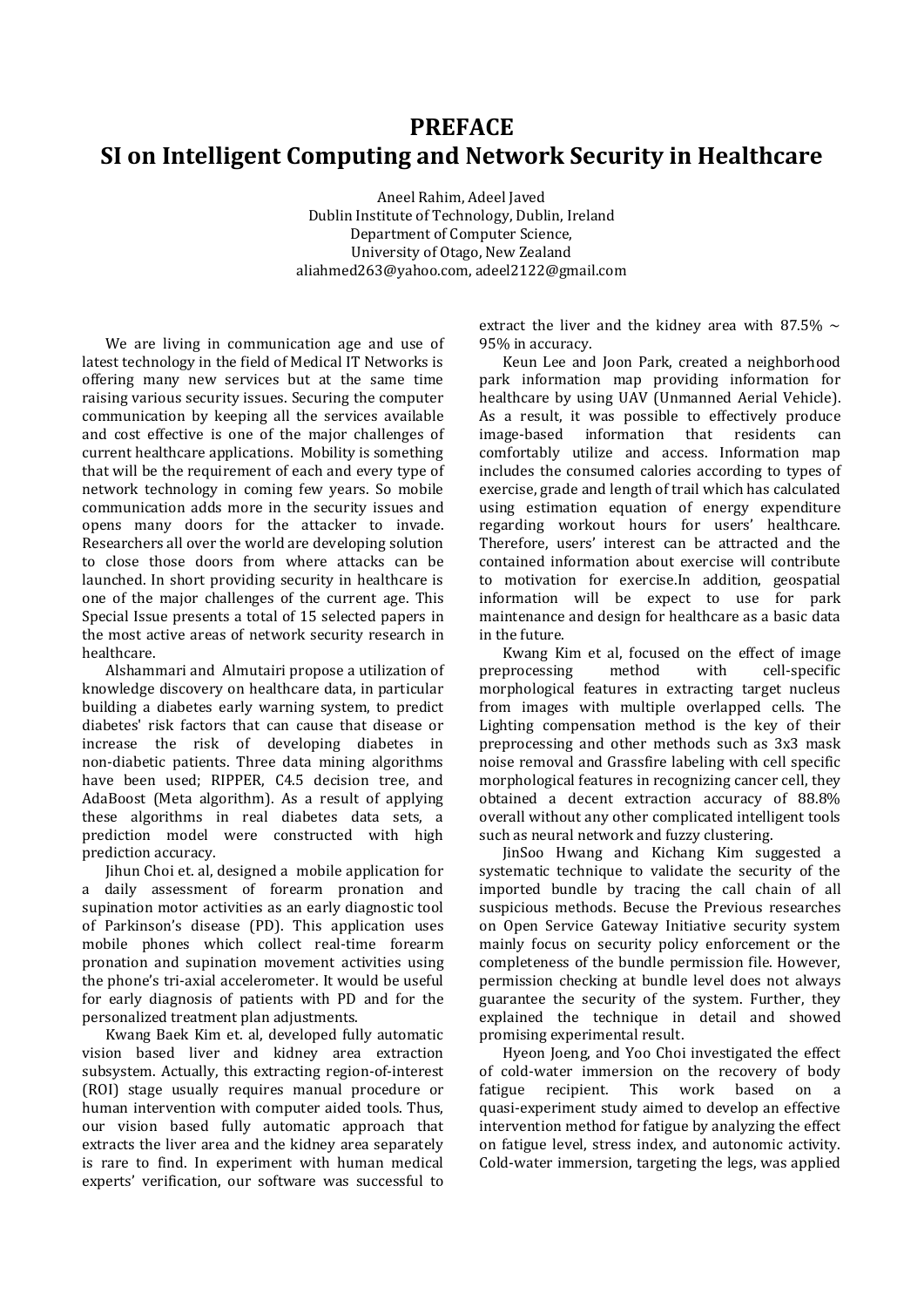# PREFACE

# SI on Intelligent Computing and Network Security in Healthcare

Aneel Rahim, Adeel Javed
Dublin Institute of Technology, Dublin, Ireland
Department of Computer Science,
University of Otago, New Zealand
aliahmed263@yahoo.com, adeel2122@gmail.com

We are living in communication age and use of latest technology in the field of Medical IT Networks is offering many new services but at the same time raising various security issues. Securing the computer communication by keeping all the services available and cost effective is one of the major challenges of current healthcare applications. Mobility is something that will be the requirement of each and every type of network technology in coming few years. So mobile communication adds more in the security issues and opens many doors for the attacker to invade. Researchers all over the world are developing solution to close those doors from where attacks can be launched. In short providing security in healthcare is one of the major challenges of the current age. This Special Issue presents a total of 15 selected papers in the most active areas of network security research in healthcare.

Alshammari and Almutairi propose a utilization of knowledge discovery on healthcare data, in particular building a diabetes early warning system, to predict diabetes' risk factors that can cause that disease or increase the risk of developing diabetes in non-diabetic patients. Three data mining algorithms have been used; RIPPER, C4.5 decision tree, and AdaBoost (Meta algorithm). As a result of applying these algorithms in real diabetes data sets, a prediction model were constructed with high prediction accuracy.

Jihun Choi et. al, designed a mobile application for a daily assessment of forearm pronation and supination motor activities as an early diagnostic tool of Parkinson's disease (PD). This application uses mobile phones which collect real-time forearm pronation and supination movement activities using the phone's tri-axial accelerometer. It would be useful for early diagnosis of patients with PD and for the personalized treatment plan adjustments.

Kwang Baek Kim et. al, developed fully automatic vision based liver and kidney area extraction subsystem. Actually, this extracting region-of-interest (ROI) stage usually requires manual procedure or human intervention with computer aided tools. Thus, our vision based fully automatic approach that extracts the liver area and the kidney area separately is rare to find. In experiment with human medical experts' verification, our software was successful to extract the liver and the kidney area with 87.5% ~ 95% in accuracy.

Keun Lee and Joon Park, created a neighborhood park information map providing information for healthcare by using UAV (Unmanned Aerial Vehicle). As a result, it was possible to effectively produce image-based information that residents can comfortably utilize and access. Information map includes the consumed calories according to types of exercise, grade and length of trail which has calculated using estimation equation of energy expenditure regarding workout hours for users' healthcare. Therefore, users' interest can be attracted and the contained information about exercise will contribute to motivation for exercise.In addition, geospatial information will be expect to use for park maintenance and design for healthcare as a basic data in the future.

Kwang Kim et al, focused on the effect of image preprocessing method with cell-specific morphological features in extracting target nucleus from images with multiple overlapped cells. The Lighting compensation method is the key of their preprocessing and other methods such as 3x3 mask noise removal and Grassfire labeling with cell specific morphological features in recognizing cancer cell, they obtained a decent extraction accuracy of 88.8% overall without any other complicated intelligent tools such as neural network and fuzzy clustering.

JinSoo Hwang and Kichang Kim suggested a systematic technique to validate the security of the imported bundle by tracing the call chain of all suspicious methods. Becuse the Previous researches on Open Service Gateway Initiative security system mainly focus on security policy enforcement or the completeness of the bundle permission file. However, permission checking at bundle level does not always guarantee the security of the system. Further, they explained the technique in detail and showed promising experimental result.

Hyeon Joeng, and Yoo Choi investigated the effect of cold-water immersion on the recovery of body fatigue recipient. This work based on a quasi-experiment study aimed to develop an effective intervention method for fatigue by analyzing the effect on fatigue level, stress index, and autonomic activity. Cold-water immersion, targeting the legs, was applied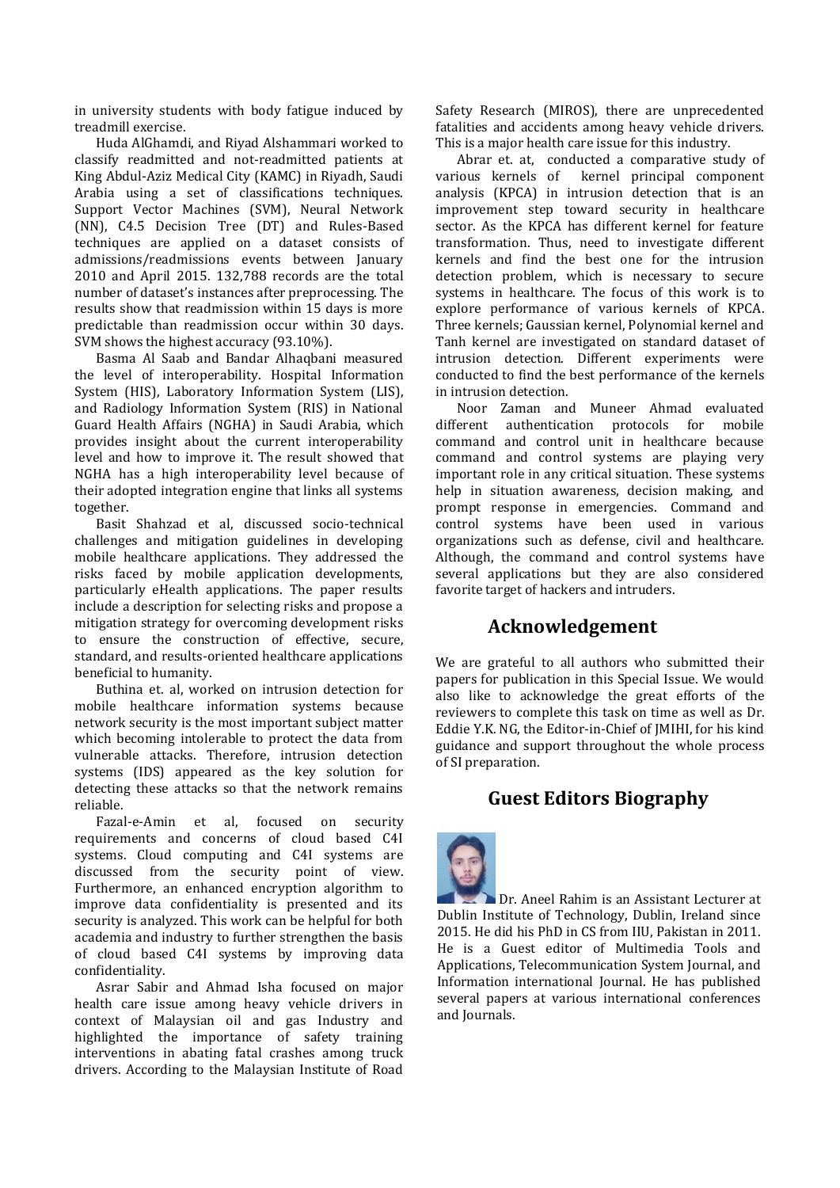in university students with body fatigue induced by treadmill exercise.

Huda AlGhamdi, and Riyad Alshammari worked to classify readmitted and not-readmitted patients at King Abdul-Aziz Medical City (KAMC) in Riyadh, Saudi Arabia using a set of classifications techniques. Support Vector Machines (SVM), Neural Network (NN), C4.5 Decision Tree (DT) and Rules-Based techniques are applied on a dataset consists of admissions/readmissions events between January 2010 and April 2015. 132,788 records are the total number of dataset's instances after preprocessing. The results show that readmission within 15 days is more predictable than readmission occur within 30 days. SVM shows the highest accuracy (93.10%).

Basma Al Saab and Bandar Alhaqbani measured the level of interoperability. Hospital Information System (HIS), Laboratory Information System (LIS), and Radiology Information System (RIS) in National Guard Health Affairs (NGHA) in Saudi Arabia, which provides insight about the current interoperability level and how to improve it. The result showed that NGHA has a high interoperability level because of their adopted integration engine that links all systems together.

Basit Shahzad et al, discussed socio-technical challenges and mitigation guidelines in developing mobile healthcare applications. They addressed the risks faced by mobile application developments, particularly eHealth applications. The paper results include a description for selecting risks and propose a mitigation strategy for overcoming development risks to ensure the construction of effective, secure, standard, and results-oriented healthcare applications beneficial to humanity.

Buthina et. al, worked on intrusion detection for mobile healthcare information systems because network security is the most important subject matter which becoming intolerable to protect the data from vulnerable attacks. Therefore, intrusion detection systems (IDS) appeared as the key solution for detecting these attacks so that the network remains reliable.

Fazal-e-Amin et al, focused on security requirements and concerns of cloud based C4I systems. Cloud computing and C4I systems are discussed from the security point of view. Furthermore, an enhanced encryption algorithm to improve data confidentiality is presented and its security is analyzed. This work can be helpful for both academia and industry to further strengthen the basis of cloud based C4I systems by improving data confidentiality.

Asrar Sabir and Ahmad Isha focused on major health care issue among heavy vehicle drivers in context of Malaysian oil and gas Industry and highlighted the importance of safety training interventions in abating fatal crashes among truck drivers. According to the Malaysian Institute of Road Safety Research (MIROS), there are unprecedented fatalities and accidents among heavy vehicle drivers. This is a major health care issue for this industry.

Abrar et. at, conducted a comparative study of various kernels of kernel principal component analysis (KPCA) in intrusion detection that is an improvement step toward security in healthcare sector. As the KPCA has different kernel for feature transformation. Thus, need to investigate different kernels and find the best one for the intrusion detection problem, which is necessary to secure systems in healthcare. The focus of this work is to explore performance of various kernels of KPCA. Three kernels; Gaussian kernel, Polynomial kernel and Tanh kernel are investigated on standard dataset of intrusion detection. Different experiments were conducted to find the best performance of the kernels in intrusion detection.

Noor Zaman and Muneer Ahmad evaluated different authentication protocols for mobile command and control unit in healthcare because command and control systems are playing very important role in any critical situation. These systems help in situation awareness, decision making, and prompt response in emergencies. Command and control systems have been used in various organizations such as defense, civil and healthcare. Although, the command and control systems have several applications but they are also considered favorite target of hackers and intruders.

## Acknowledgement

We are grateful to all authors who submitted their papers for publication in this Special Issue. We would also like to acknowledge the great efforts of the reviewers to complete this task on time as well as Dr. Eddie Y.K. NG, the Editor-in-Chief of JMIHI, for his kind guidance and support throughout the whole process of SI preparation.

## Guest Editors Biography

Dr. Aneel Rahim is an Assistant Lecturer at Dublin Institute of Technology, Dublin, Ireland since 2015. He did his PhD in CS from IIU, Pakistan in 2011. He is a Guest editor of Multimedia Tools and Applications, Telecommunication System Journal, and Information international Journal. He has published several papers at various international conferences and Journals.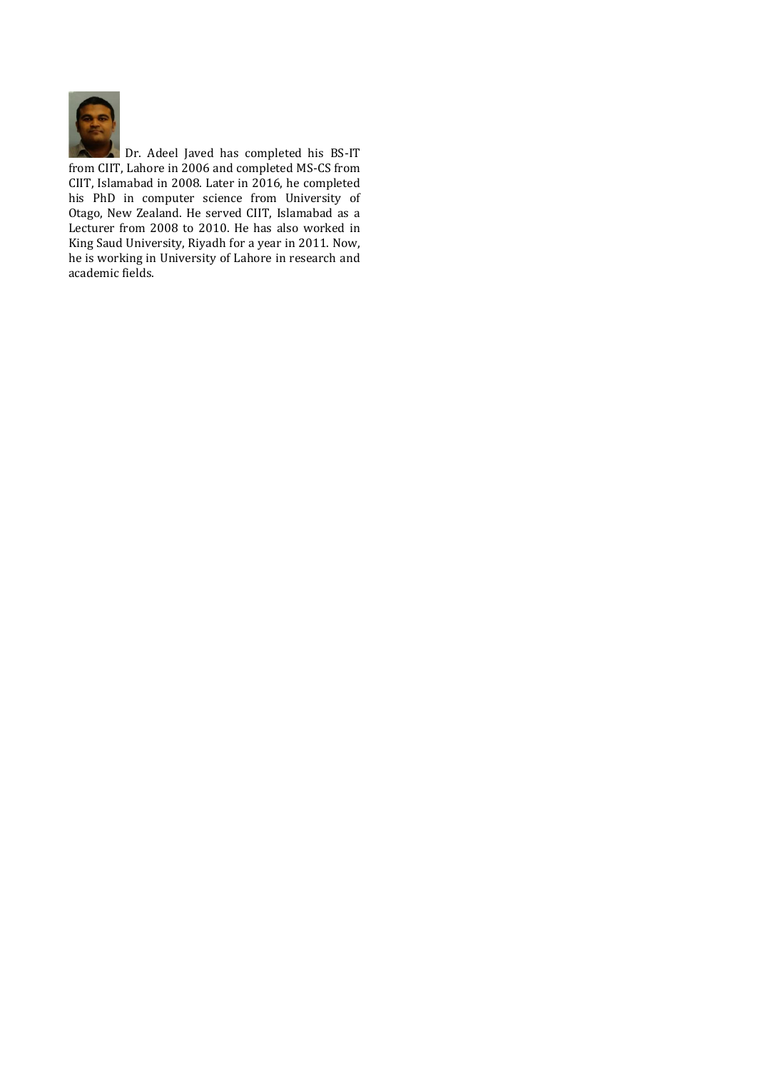Dr. Adeel Javed has completed his BS-IT from CIIT, Lahore in 2006 and completed MS-CS from CIIT, Islamabad in 2008. Later in 2016, he completed his PhD in computer science from University of Otago, New Zealand. He served CIIT, Islamabad as a Lecturer from 2008 to 2010. He has also worked in King Saud University, Riyadh for a year in 2011. Now, he is working in University of Lahore in research and academic fields.